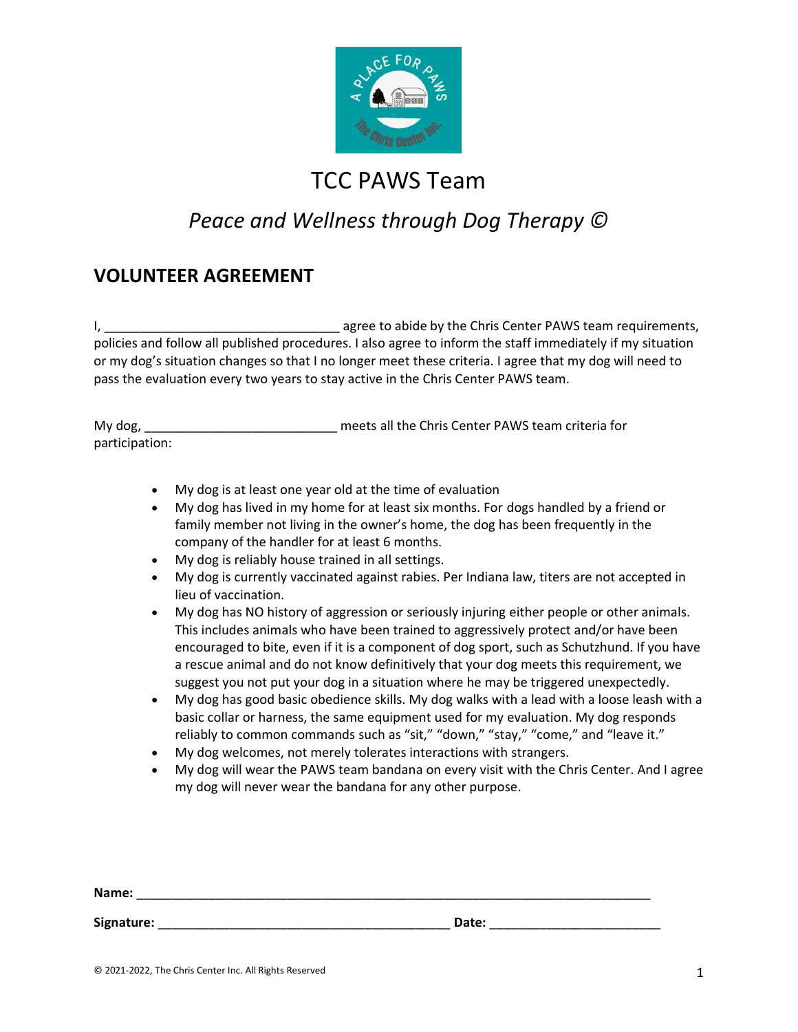# TCC PAWS Team

## *Peace and Wellness through Dog Therapy ©*

## VOLUNTEER AGREEMENT

I, _________________________________ agree to abide by the Chris Center PAWS team requirements, policies and follow all published procedures. I also agree to inform the staff immediately if my situation or my dog's situation changes so that I no longer meet these criteria. I agree that my dog will need to pass the evaluation every two years to stay active in the Chris Center PAWS team.

My dog, ___________________________ meets all the Chris Center PAWS team criteria for participation:

- My dog is at least one year old at the time of evaluation
- My dog has lived in my home for at least six months. For dogs handled by a friend or family member not living in the owner's home, the dog has been frequently in the company of the handler for at least 6 months.
- My dog is reliably house trained in all settings.
- My dog is currently vaccinated against rabies. Per Indiana law, titers are not accepted in lieu of vaccination.
- My dog has NO history of aggression or seriously injuring either people or other animals. This includes animals who have been trained to aggressively protect and/or have been encouraged to bite, even if it is a component of dog sport, such as Schutzhund. If you have a rescue animal and do not know definitively that your dog meets this requirement, we suggest you not put your dog in a situation where he may be triggered unexpectedly.
- My dog has good basic obedience skills. My dog walks with a lead with a loose leash with a basic collar or harness, the same equipment used for my evaluation. My dog responds reliably to common commands such as "sit," "down," "stay," "come," and "leave it."
- My dog welcomes, not merely tolerates interactions with strangers.
- My dog will wear the PAWS team bandana on every visit with the Chris Center. And I agree my dog will never wear the bandana for any other purpose.

**Name:** ___________________________________________________________________________

**Signature:** ___________________________________________ **Date:** ________________________

© 2021-2022, The Chris Center Inc. All Rights Reserved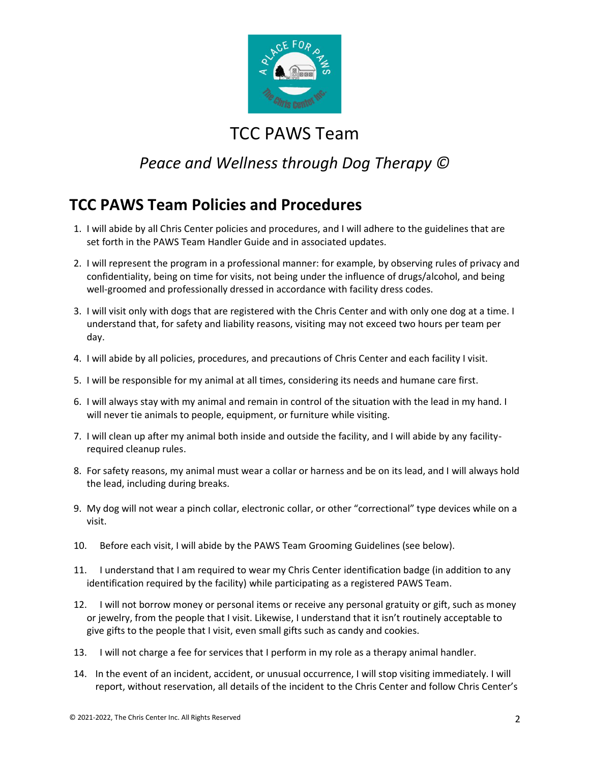# TCC PAWS Team

## *Peace and Wellness through Dog Therapy ©*

## TCC PAWS Team Policies and Procedures

1. I will abide by all Chris Center policies and procedures, and I will adhere to the guidelines that are set forth in the PAWS Team Handler Guide and in associated updates.
2. I will represent the program in a professional manner: for example, by observing rules of privacy and confidentiality, being on time for visits, not being under the influence of drugs/alcohol, and being well-groomed and professionally dressed in accordance with facility dress codes.
3. I will visit only with dogs that are registered with the Chris Center and with only one dog at a time. I understand that, for safety and liability reasons, visiting may not exceed two hours per team per day.
4. I will abide by all policies, procedures, and precautions of Chris Center and each facility I visit.
5. I will be responsible for my animal at all times, considering its needs and humane care first.
6. I will always stay with my animal and remain in control of the situation with the lead in my hand. I will never tie animals to people, equipment, or furniture while visiting.
7. I will clean up after my animal both inside and outside the facility, and I will abide by any facility-required cleanup rules.
8. For safety reasons, my animal must wear a collar or harness and be on its lead, and I will always hold the lead, including during breaks.
9. My dog will not wear a pinch collar, electronic collar, or other "correctional" type devices while on a visit.
10. Before each visit, I will abide by the PAWS Team Grooming Guidelines (see below).
11. I understand that I am required to wear my Chris Center identification badge (in addition to any identification required by the facility) while participating as a registered PAWS Team.
12. I will not borrow money or personal items or receive any personal gratuity or gift, such as money or jewelry, from the people that I visit. Likewise, I understand that it isn't routinely acceptable to give gifts to the people that I visit, even small gifts such as candy and cookies.
13. I will not charge a fee for services that I perform in my role as a therapy animal handler.
14. In the event of an incident, accident, or unusual occurrence, I will stop visiting immediately. I will report, without reservation, all details of the incident to the Chris Center and follow Chris Center's

© 2021-2022, The Chris Center Inc. All Rights Reserved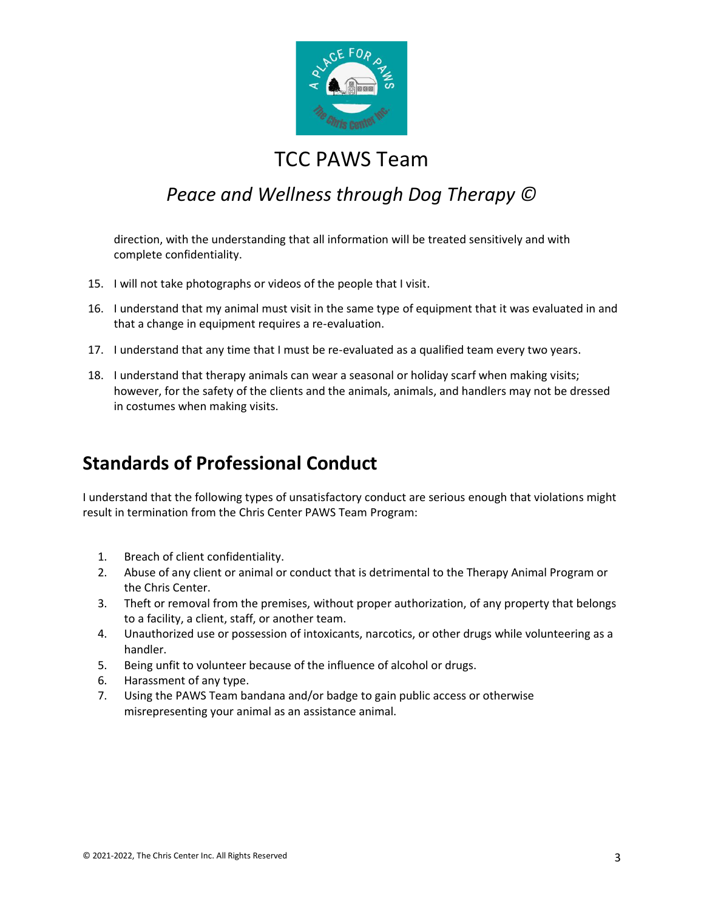direction, with the understanding that all information will be treated sensitively and with complete confidentiality.

15. I will not take photographs or videos of the people that I visit.

16. I understand that my animal must visit in the same type of equipment that it was evaluated in and that a change in equipment requires a re-evaluation.

17. I understand that any time that I must be re-evaluated as a qualified team every two years.

18. I understand that therapy animals can wear a seasonal or holiday scarf when making visits; however, for the safety of the clients and the animals, animals, and handlers may not be dressed in costumes when making visits.

## Standards of Professional Conduct

I understand that the following types of unsatisfactory conduct are serious enough that violations might result in termination from the Chris Center PAWS Team Program:

1. Breach of client confidentiality.
2. Abuse of any client or animal or conduct that is detrimental to the Therapy Animal Program or the Chris Center.
3. Theft or removal from the premises, without proper authorization, of any property that belongs to a facility, a client, staff, or another team.
4. Unauthorized use or possession of intoxicants, narcotics, or other drugs while volunteering as a handler.
5. Being unfit to volunteer because of the influence of alcohol or drugs.
6. Harassment of any type.
7. Using the PAWS Team bandana and/or badge to gain public access or otherwise misrepresenting your animal as an assistance animal.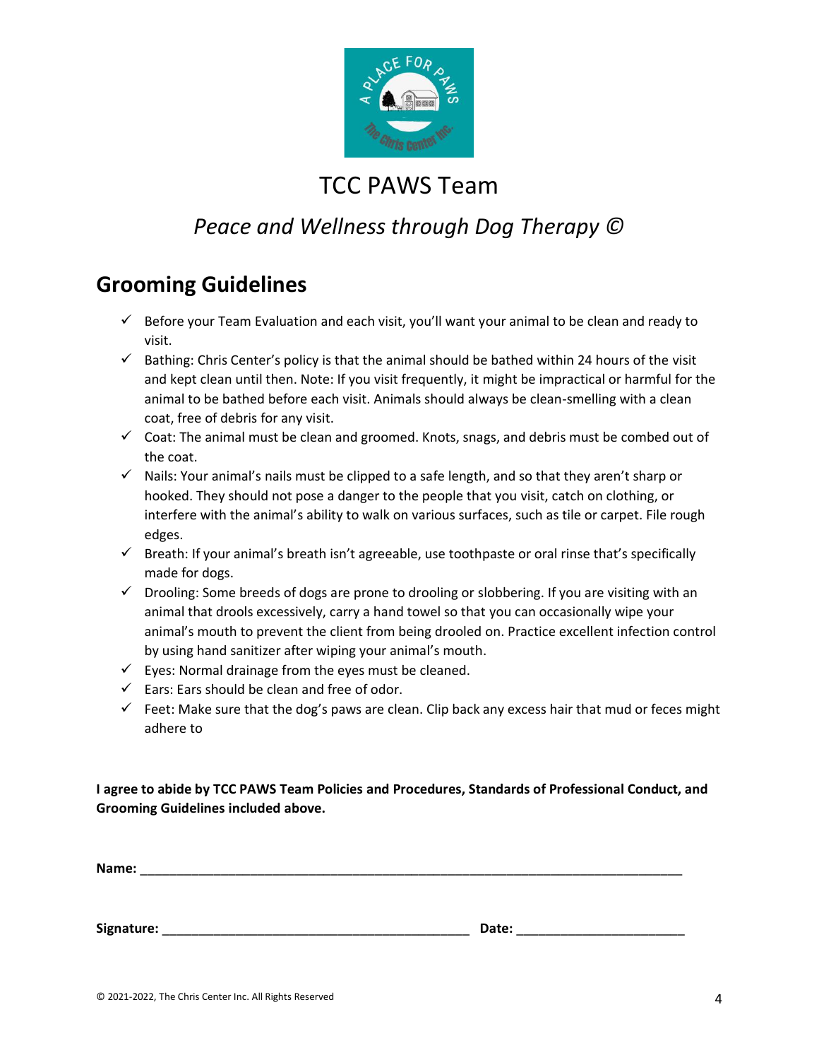# TCC PAWS Team

## *Peace and Wellness through Dog Therapy ©*

## Grooming Guidelines

- ✓ Before your Team Evaluation and each visit, you'll want your animal to be clean and ready to visit.
- ✓ Bathing: Chris Center's policy is that the animal should be bathed within 24 hours of the visit and kept clean until then. Note: If you visit frequently, it might be impractical or harmful for the animal to be bathed before each visit. Animals should always be clean-smelling with a clean coat, free of debris for any visit.
- ✓ Coat: The animal must be clean and groomed. Knots, snags, and debris must be combed out of the coat.
- ✓ Nails: Your animal's nails must be clipped to a safe length, and so that they aren't sharp or hooked. They should not pose a danger to the people that you visit, catch on clothing, or interfere with the animal's ability to walk on various surfaces, such as tile or carpet. File rough edges.
- ✓ Breath: If your animal's breath isn't agreeable, use toothpaste or oral rinse that's specifically made for dogs.
- ✓ Drooling: Some breeds of dogs are prone to drooling or slobbering. If you are visiting with an animal that drools excessively, carry a hand towel so that you can occasionally wipe your animal's mouth to prevent the client from being drooled on. Practice excellent infection control by using hand sanitizer after wiping your animal's mouth.
- ✓ Eyes: Normal drainage from the eyes must be cleaned.
- ✓ Ears: Ears should be clean and free of odor.
- ✓ Feet: Make sure that the dog's paws are clean. Clip back any excess hair that mud or feces might adhere to

**I agree to abide by TCC PAWS Team Policies and Procedures, Standards of Professional Conduct, and Grooming Guidelines included above.**

**Name:** ______________________________________________________________________________

**Signature:** ____________________________________________ **Date:** ________________________

© 2021-2022, The Chris Center Inc. All Rights Reserved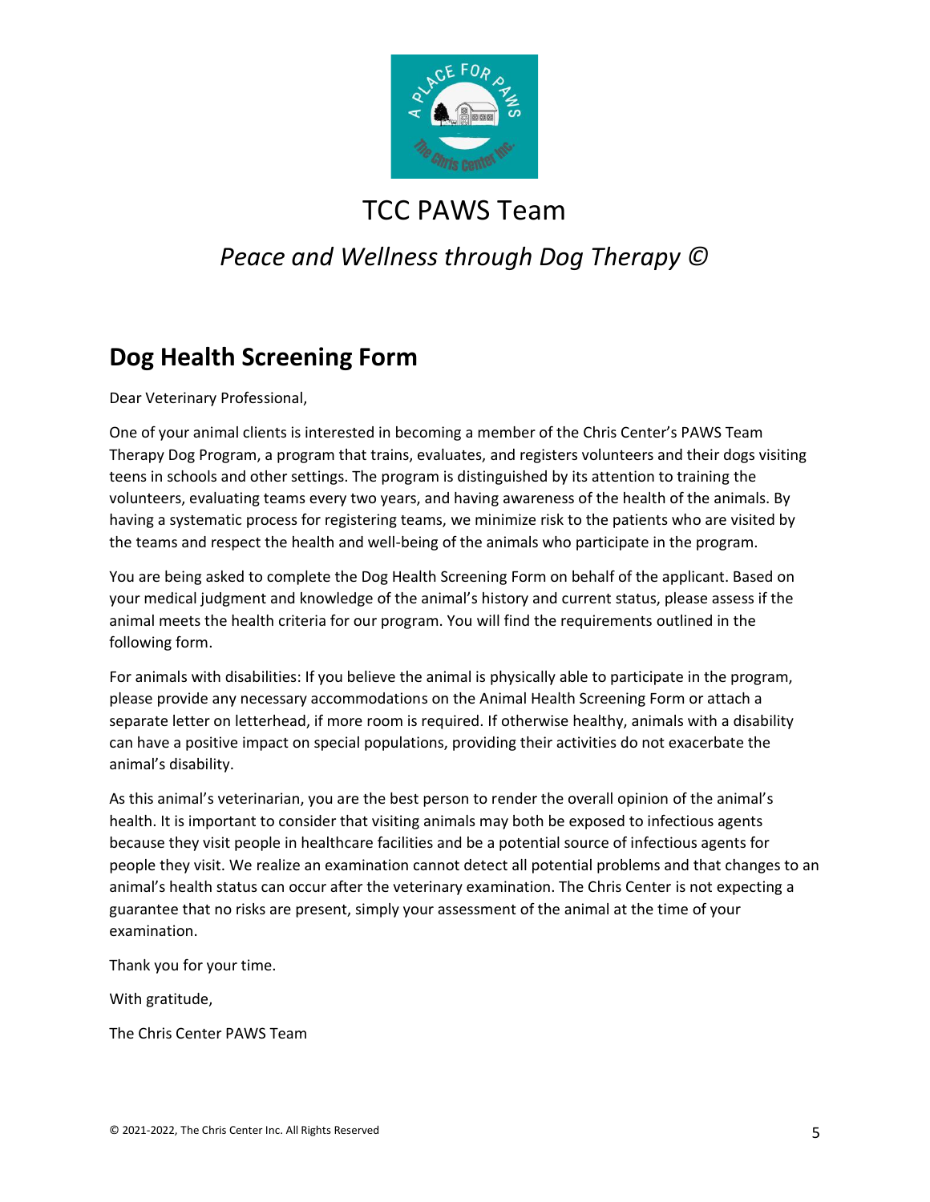# TCC PAWS Team

*Peace and Wellness through Dog Therapy ©*

## Dog Health Screening Form

Dear Veterinary Professional,

One of your animal clients is interested in becoming a member of the Chris Center's PAWS Team Therapy Dog Program, a program that trains, evaluates, and registers volunteers and their dogs visiting teens in schools and other settings. The program is distinguished by its attention to training the volunteers, evaluating teams every two years, and having awareness of the health of the animals. By having a systematic process for registering teams, we minimize risk to the patients who are visited by the teams and respect the health and well-being of the animals who participate in the program.

You are being asked to complete the Dog Health Screening Form on behalf of the applicant. Based on your medical judgment and knowledge of the animal's history and current status, please assess if the animal meets the health criteria for our program. You will find the requirements outlined in the following form.

For animals with disabilities: If you believe the animal is physically able to participate in the program, please provide any necessary accommodations on the Animal Health Screening Form or attach a separate letter on letterhead, if more room is required. If otherwise healthy, animals with a disability can have a positive impact on special populations, providing their activities do not exacerbate the animal's disability.

As this animal's veterinarian, you are the best person to render the overall opinion of the animal's health. It is important to consider that visiting animals may both be exposed to infectious agents because they visit people in healthcare facilities and be a potential source of infectious agents for people they visit. We realize an examination cannot detect all potential problems and that changes to an animal's health status can occur after the veterinary examination. The Chris Center is not expecting a guarantee that no risks are present, simply your assessment of the animal at the time of your examination.

Thank you for your time.

With gratitude,

The Chris Center PAWS Team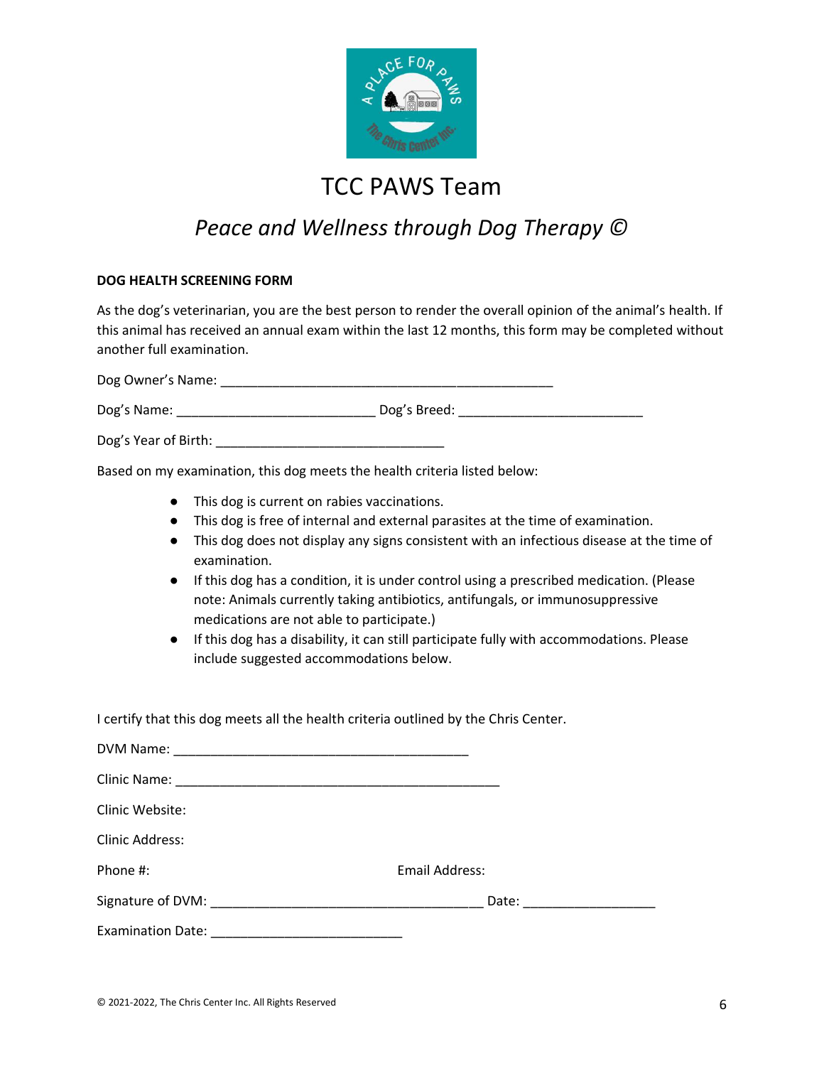# TCC PAWS Team

## *Peace and Wellness through Dog Therapy ©*

**DOG HEALTH SCREENING FORM**

As the dog's veterinarian, you are the best person to render the overall opinion of the animal's health. If this animal has received an annual exam within the last 12 months, this form may be completed without another full examination.

Dog Owner's Name: ______________________________________________

Dog's Name: ___________________________ Dog's Breed: _________________________

Dog's Year of Birth: _______________________________

Based on my examination, this dog meets the health criteria listed below:

- This dog is current on rabies vaccinations.
- This dog is free of internal and external parasites at the time of examination.
- This dog does not display any signs consistent with an infectious disease at the time of examination.
- If this dog has a condition, it is under control using a prescribed medication. (Please note: Animals currently taking antibiotics, antifungals, or immunosuppressive medications are not able to participate.)
- If this dog has a disability, it can still participate fully with accommodations. Please include suggested accommodations below.

I certify that this dog meets all the health criteria outlined by the Chris Center.

DVM Name: ________________________________________

Clinic Name: ____________________________________________

Clinic Website:

Clinic Address:

Phone #: Email Address:

Signature of DVM: _____________________________________ Date: __________________

Examination Date: __________________________

© 2021-2022, The Chris Center Inc. All Rights Reserved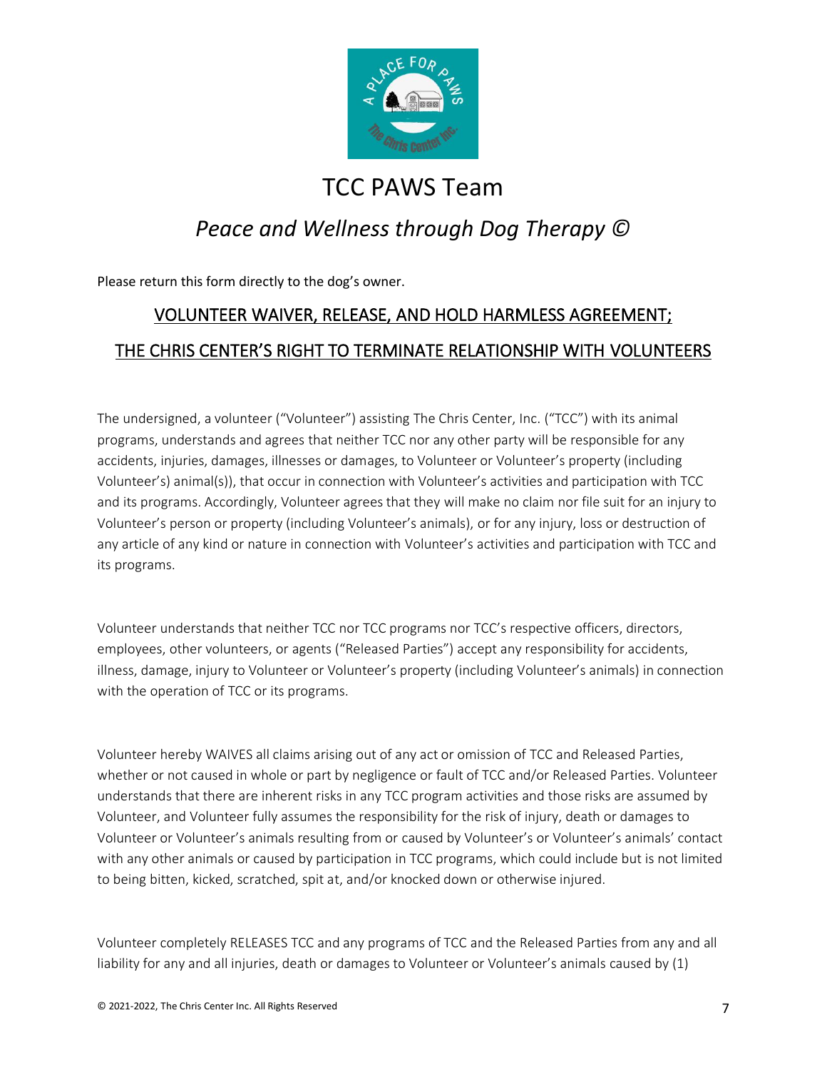# TCC PAWS Team

## *Peace and Wellness through Dog Therapy ©*

Please return this form directly to the dog's owner.

## VOLUNTEER WAIVER, RELEASE, AND HOLD HARMLESS AGREEMENT; THE CHRIS CENTER'S RIGHT TO TERMINATE RELATIONSHIP WITH VOLUNTEERS

The undersigned, a volunteer ("Volunteer") assisting The Chris Center, Inc. ("TCC") with its animal programs, understands and agrees that neither TCC nor any other party will be responsible for any accidents, injuries, damages, illnesses or damages, to Volunteer or Volunteer's property (including Volunteer's) animal(s)), that occur in connection with Volunteer's activities and participation with TCC and its programs. Accordingly, Volunteer agrees that they will make no claim nor file suit for an injury to Volunteer's person or property (including Volunteer's animals), or for any injury, loss or destruction of any article of any kind or nature in connection with Volunteer's activities and participation with TCC and its programs.

Volunteer understands that neither TCC nor TCC programs nor TCC's respective officers, directors, employees, other volunteers, or agents ("Released Parties") accept any responsibility for accidents, illness, damage, injury to Volunteer or Volunteer's property (including Volunteer's animals) in connection with the operation of TCC or its programs.

Volunteer hereby WAIVES all claims arising out of any act or omission of TCC and Released Parties, whether or not caused in whole or part by negligence or fault of TCC and/or Released Parties. Volunteer understands that there are inherent risks in any TCC program activities and those risks are assumed by Volunteer, and Volunteer fully assumes the responsibility for the risk of injury, death or damages to Volunteer or Volunteer's animals resulting from or caused by Volunteer's or Volunteer's animals' contact with any other animals or caused by participation in TCC programs, which could include but is not limited to being bitten, kicked, scratched, spit at, and/or knocked down or otherwise injured.

Volunteer completely RELEASES TCC and any programs of TCC and the Released Parties from any and all liability for any and all injuries, death or damages to Volunteer or Volunteer's animals caused by (1)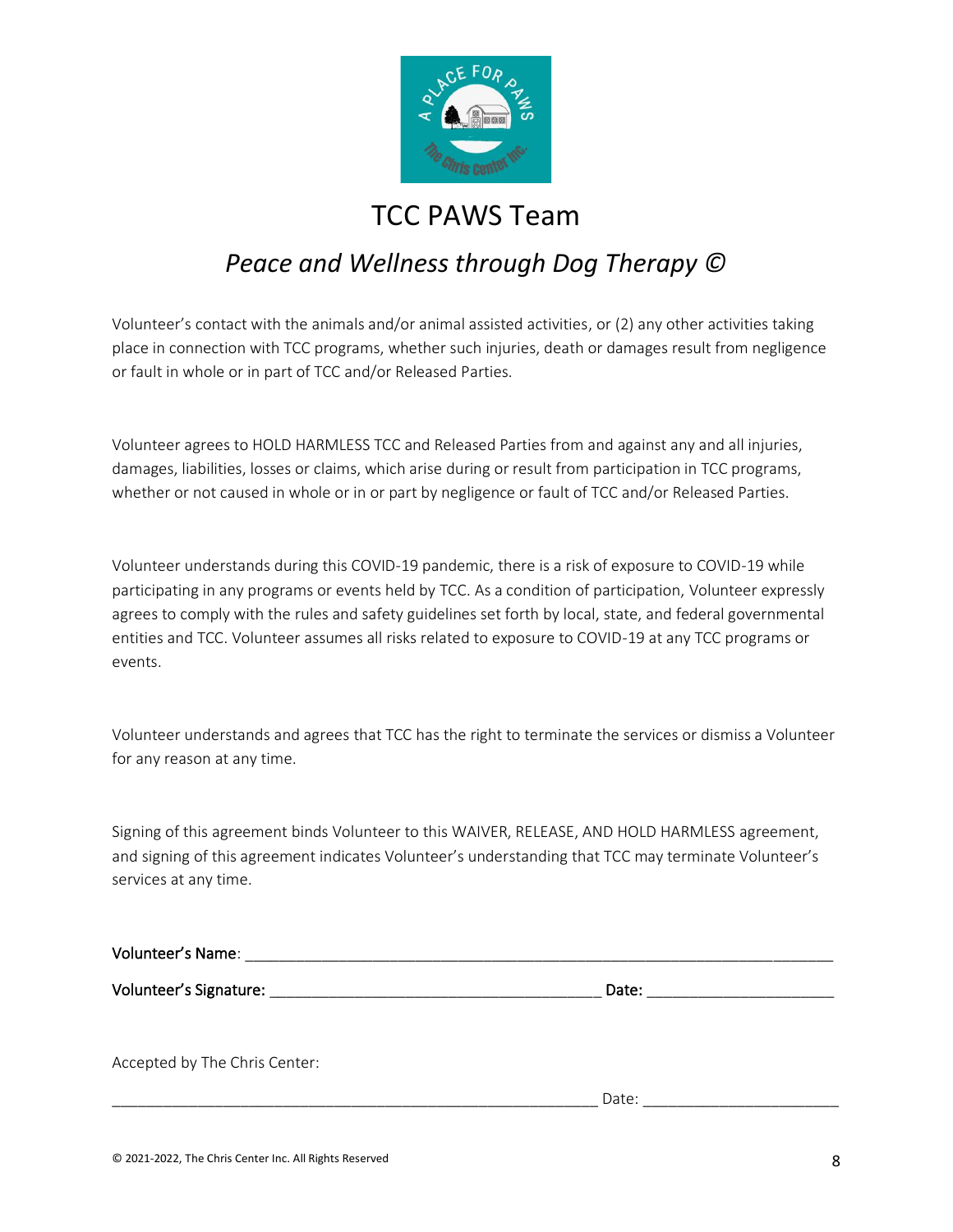# TCC PAWS Team

## *Peace and Wellness through Dog Therapy ©*

Volunteer's contact with the animals and/or animal assisted activities, or (2) any other activities taking place in connection with TCC programs, whether such injuries, death or damages result from negligence or fault in whole or in part of TCC and/or Released Parties.

Volunteer agrees to HOLD HARMLESS TCC and Released Parties from and against any and all injuries, damages, liabilities, losses or claims, which arise during or result from participation in TCC programs, whether or not caused in whole or in or part by negligence or fault of TCC and/or Released Parties.

Volunteer understands during this COVID-19 pandemic, there is a risk of exposure to COVID-19 while participating in any programs or events held by TCC. As a condition of participation, Volunteer expressly agrees to comply with the rules and safety guidelines set forth by local, state, and federal governmental entities and TCC. Volunteer assumes all risks related to exposure to COVID-19 at any TCC programs or events.

Volunteer understands and agrees that TCC has the right to terminate the services or dismiss a Volunteer for any reason at any time.

Signing of this agreement binds Volunteer to this WAIVER, RELEASE, AND HOLD HARMLESS agreement, and signing of this agreement indicates Volunteer's understanding that TCC may terminate Volunteer's services at any time.

**Volunteer's Name**: ______________________________________________________________________

**Volunteer's Signature:** ____________________________________ **Date:** ____________________

Accepted by The Chris Center:

_____________________________________________________ Date: _____________________

© 2021-2022, The Chris Center Inc. All Rights Reserved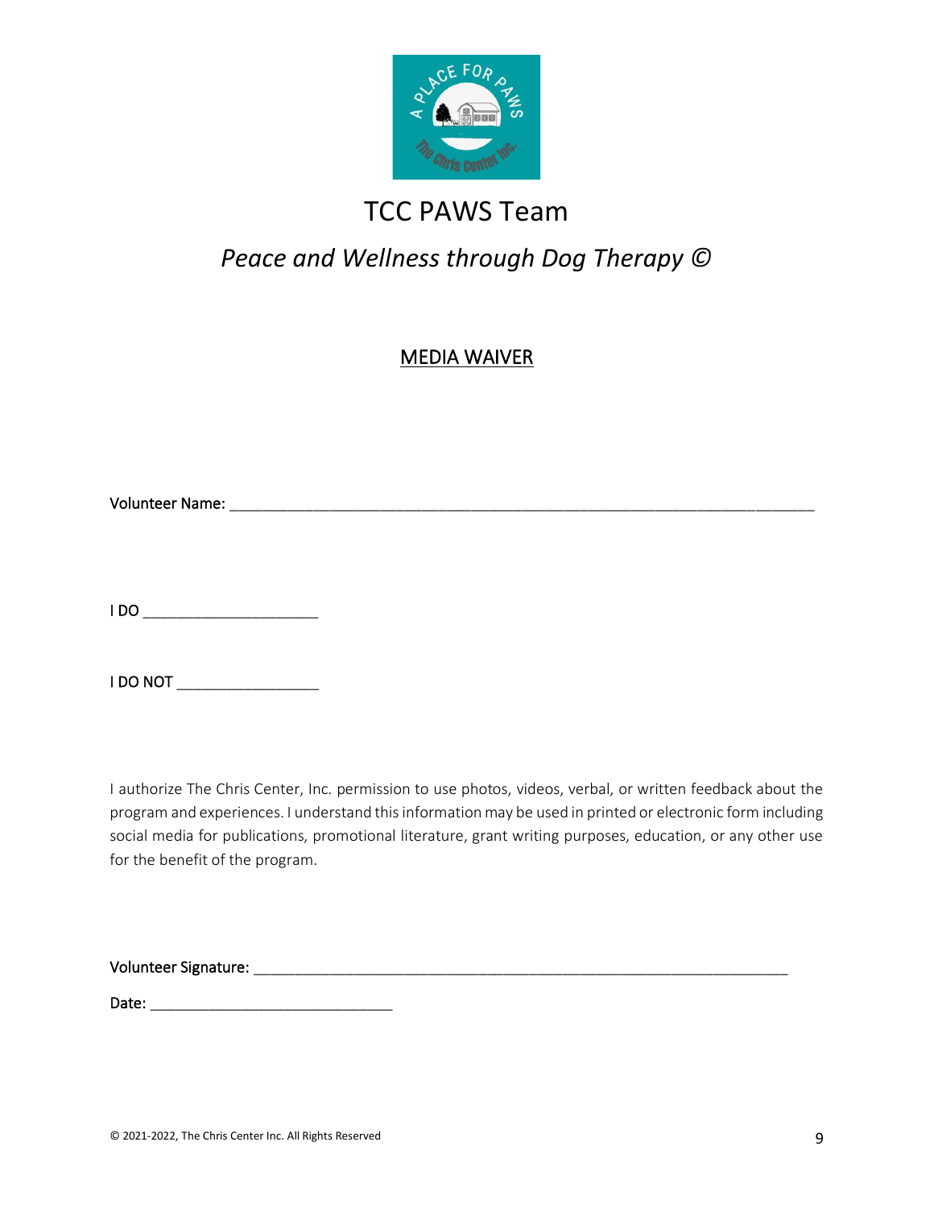# TCC PAWS Team

## *Peace and Wellness through Dog Therapy ©*

### MEDIA WAIVER

Volunteer Name: ___________________________________________________________________________

I DO ______________________

I DO NOT __________________

I authorize The Chris Center, Inc. permission to use photos, videos, verbal, or written feedback about the program and experiences. I understand this information may be used in printed or electronic form including social media for publications, promotional literature, grant writing purposes, education, or any other use for the benefit of the program.

Volunteer Signature: _____________________________________________________________________

Date: _______________________________

© 2021-2022, The Chris Center Inc. All Rights Reserved